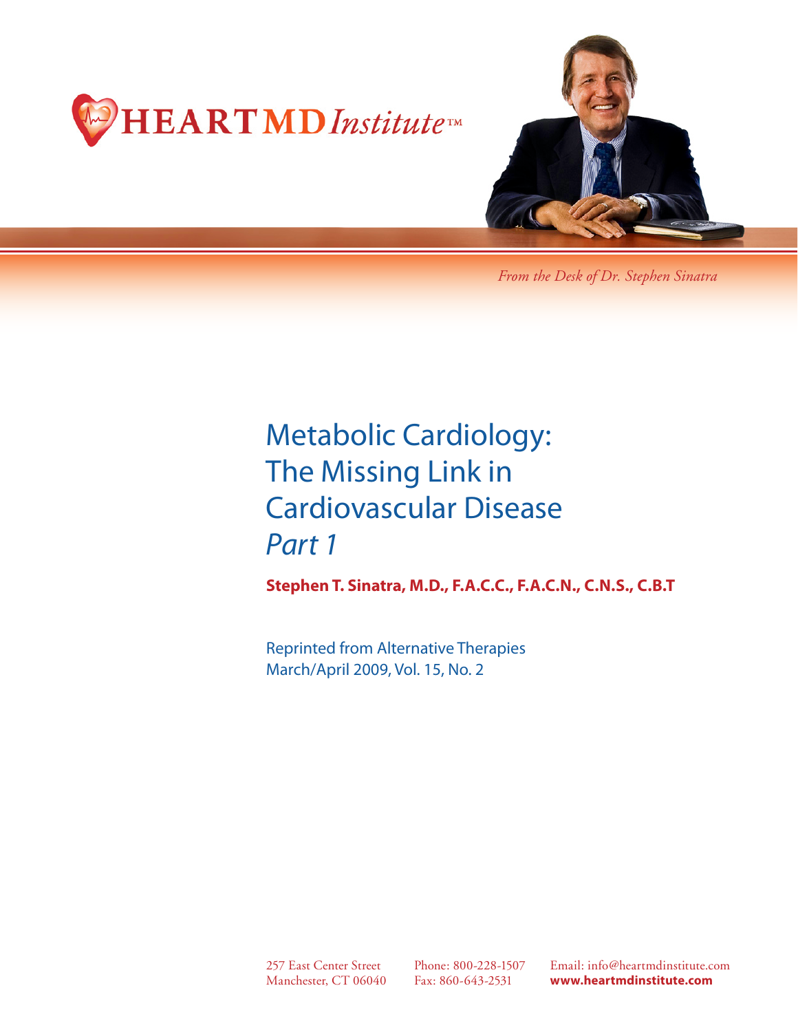HEARTMDInstitute™

*From the Desk of Dr. Stephen Sinatra*

# Metabolic Cardiology: The Missing Link in Cardiovascular Disease *Part 1*

**Stephen T. Sinatra, M.D., F.A.C.C., F.A.C.N., C.N.S., C.B.T**

Reprinted from Alternative Therapies
March/April 2009, Vol. 15, No. 2

257 East Center Street
Manchester, CT 06040

Phone: 800-228-1507
Fax: 860-643-2531

Email: info@heartmdinstitute.com
**www.heartmdinstitute.com**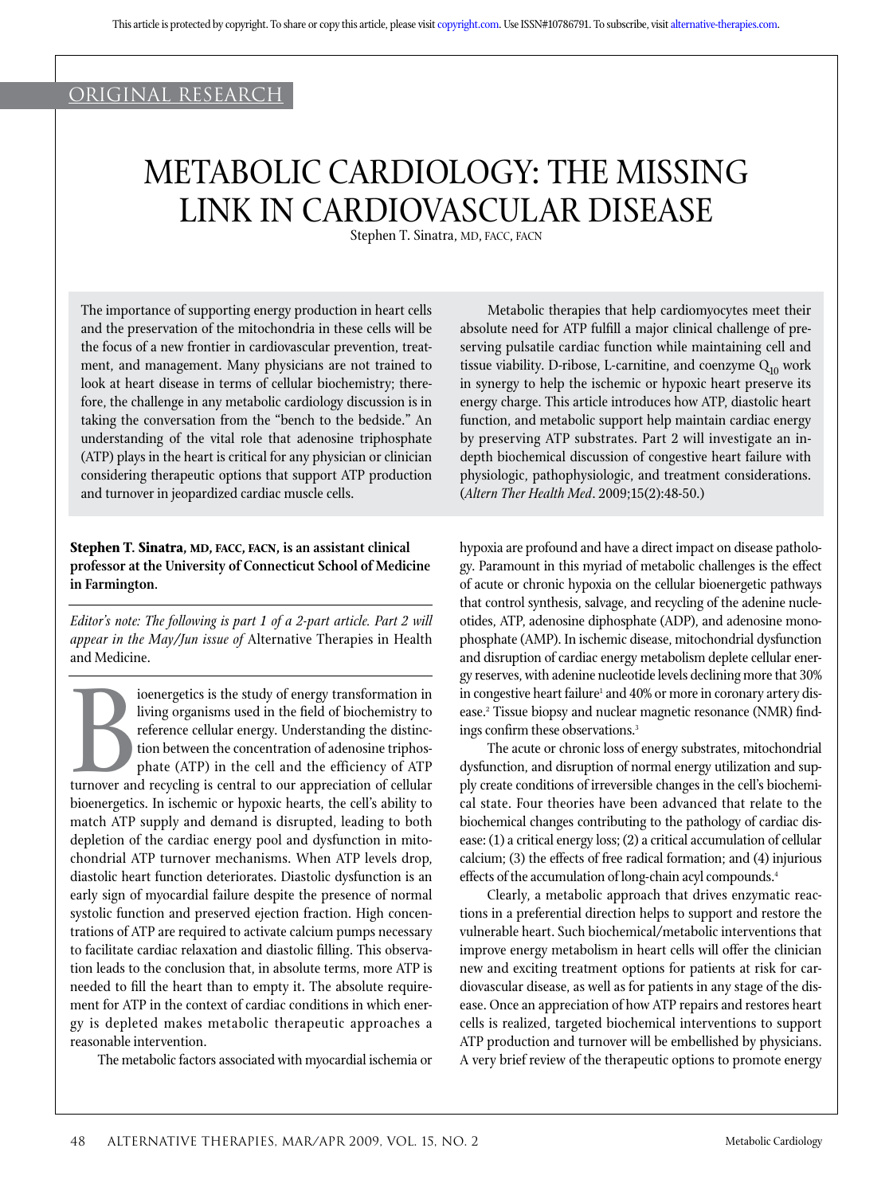ORIGINAL RESEARCH

# METABOLIC CARDIOLOGY: THE MISSING LINK IN CARDIOVASCULAR DISEASE

Stephen T. Sinatra, MD, FACC, FACN

The importance of supporting energy production in heart cells and the preservation of the mitochondria in these cells will be the focus of a new frontier in cardiovascular prevention, treatment, and management. Many physicians are not trained to look at heart disease in terms of cellular biochemistry; therefore, the challenge in any metabolic cardiology discussion is in taking the conversation from the "bench to the bedside." An understanding of the vital role that adenosine triphosphate (ATP) plays in the heart is critical for any physician or clinician considering therapeutic options that support ATP production and turnover in jeopardized cardiac muscle cells.

Metabolic therapies that help cardiomyocytes meet their absolute need for ATP fulfill a major clinical challenge of preserving pulsatile cardiac function while maintaining cell and tissue viability. D-ribose, L-carnitine, and coenzyme $Q_{10}$ work in synergy to help the ischemic or hypoxic heart preserve its energy charge. This article introduces how ATP, diastolic heart function, and metabolic support help maintain cardiac energy by preserving ATP substrates. Part 2 will investigate an in-depth biochemical discussion of congestive heart failure with physiologic, pathophysiologic, and treatment considerations. (*Altern Ther Health Med*. 2009;15(2):48-50.)

**Stephen T. Sinatra, MD, FACC, FACN, is an assistant clinical professor at the University of Connecticut School of Medicine in Farmington.**

*Editor's note: The following is part 1 of a 2-part article. Part 2 will appear in the May/Jun issue of* Alternative Therapies in Health and Medicine.

Bioenergetics is the study of energy transformation in living organisms used in the field of biochemistry to reference cellular energy. Understanding the distinction between the concentration of adenosine triphosphate (ATP) in the cell and the efficiency of ATP turnover and recycling is central to our appreciation of cellular bioenergetics. In ischemic or hypoxic hearts, the cell's ability to match ATP supply and demand is disrupted, leading to both depletion of the cardiac energy pool and dysfunction in mitochondrial ATP turnover mechanisms. When ATP levels drop, diastolic heart function deteriorates. Diastolic dysfunction is an early sign of myocardial failure despite the presence of normal systolic function and preserved ejection fraction. High concentrations of ATP are required to activate calcium pumps necessary to facilitate cardiac relaxation and diastolic filling. This observation leads to the conclusion that, in absolute terms, more ATP is needed to fill the heart than to empty it. The absolute requirement for ATP in the context of cardiac conditions in which energy is depleted makes metabolic therapeutic approaches a reasonable intervention.

The metabolic factors associated with myocardial ischemia or hypoxia are profound and have a direct impact on disease pathology. Paramount in this myriad of metabolic challenges is the effect of acute or chronic hypoxia on the cellular bioenergetic pathways that control synthesis, salvage, and recycling of the adenine nucleotides, ATP, adenosine diphosphate (ADP), and adenosine monophosphate (AMP). In ischemic disease, mitochondrial dysfunction and disruption of cardiac energy metabolism deplete cellular energy reserves, with adenine nucleotide levels declining more that 30% in congestive heart failure[1] and 40% or more in coronary artery disease.[2] Tissue biopsy and nuclear magnetic resonance (NMR) findings confirm these observations.[3]

The acute or chronic loss of energy substrates, mitochondrial dysfunction, and disruption of normal energy utilization and supply create conditions of irreversible changes in the cell's biochemical state. Four theories have been advanced that relate to the biochemical changes contributing to the pathology of cardiac disease: (1) a critical energy loss; (2) a critical accumulation of cellular calcium; (3) the effects of free radical formation; and (4) injurious effects of the accumulation of long-chain acyl compounds.[4]

Clearly, a metabolic approach that drives enzymatic reactions in a preferential direction helps to support and restore the vulnerable heart. Such biochemical/metabolic interventions that improve energy metabolism in heart cells will offer the clinician new and exciting treatment options for patients at risk for cardiovascular disease, as well as for patients in any stage of the disease. Once an appreciation of how ATP repairs and restores heart cells is realized, targeted biochemical interventions to support ATP production and turnover will be embellished by physicians. A very brief review of the therapeutic options to promote energy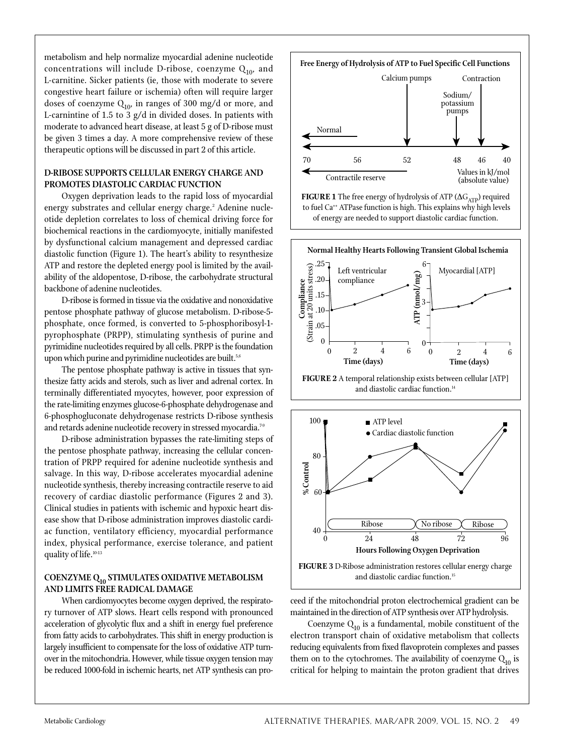metabolism and help normalize myocardial adenine nucleotide concentrations will include D-ribose, coenzyme $Q_{10}$, and L-carnitine. Sicker patients (ie, those with moderate to severe congestive heart failure or ischemia) often will require larger doses of coenzyme $Q_{10}$, in ranges of 300 mg/d or more, and L-carnintine of 1.5 to 3 g/d in divided doses. In patients with moderate to advanced heart disease, at least 5 g of D-ribose must be given 3 times a day. A more comprehensive review of these therapeutic options will be discussed in part 2 of this article.

## D-RIBOSE SUPPORTS CELLULAR ENERGY CHARGE AND PROMOTES DIASTOLIC CARDIAC FUNCTION

Oxygen deprivation leads to the rapid loss of myocardial energy substrates and cellular energy charge.[2] Adenine nucleotide depletion correlates to loss of chemical driving force for biochemical reactions in the cardiomyocyte, initially manifested by dysfunctional calcium management and depressed cardiac diastolic function (Figure 1). The heart's ability to resynthesize ATP and restore the depleted energy pool is limited by the availability of the aldopentose, D-ribose, the carbohydrate structural backbone of adenine nucleotides.

D-ribose is formed in tissue via the oxidative and nonoxidative pentose phosphate pathway of glucose metabolism. D-ribose-5-phosphate, once formed, is converted to 5-phosphoribosyl-1-pyrophosphate (PRPP), stimulating synthesis of purine and pyrimidine nucleotides required by all cells. PRPP is the foundation upon which purine and pyrimidine nucleotides are built.[5,6]

The pentose phosphate pathway is active in tissues that synthesize fatty acids and sterols, such as liver and adrenal cortex. In terminally differentiated myocytes, however, poor expression of the rate-limiting enzymes glucose-6-phosphate dehydrogenase and 6-phosphogluconate dehydrogenase restricts D-ribose synthesis and retards adenine nucleotide recovery in stressed myocardia.[7-9]

D-ribose administration bypasses the rate-limiting steps of the pentose phosphate pathway, increasing the cellular concentration of PRPP required for adenine nucleotide synthesis and salvage. In this way, D-ribose accelerates myocardial adenine nucleotide synthesis, thereby increasing contractile reserve to aid recovery of cardiac diastolic performance (Figures 2 and 3). Clinical studies in patients with ischemic and hypoxic heart disease show that D-ribose administration improves diastolic cardiac function, ventilatory efficiency, myocardial performance index, physical performance, exercise tolerance, and patient quality of life.[10-13]

## COENZYME $Q_{10}$ STIMULATES OXIDATIVE METABOLISM AND LIMITS FREE RADICAL DAMAGE

When cardiomyocytes become oxygen deprived, the respiratory turnover of ATP slows. Heart cells respond with pronounced acceleration of glycolytic flux and a shift in energy fuel preference from fatty acids to carbohydrates. This shift in energy production is largely insufficient to compensate for the loss of oxidative ATP turnover in the mitochondria. However, while tissue oxygen tension may be reduced 1000-fold in ischemic hearts, net ATP synthesis can proceed if the mitochondrial proton electrochemical gradient can be maintained in the direction of ATP synthesis over ATP hydrolysis.

Coenzyme $Q_{10}$ is a fundamental, mobile constituent of the electron transport chain of oxidative metabolism that collects reducing equivalents from fixed flavoprotein complexes and passes them on to the cytochromes. The availability of coenzyme $Q_{10}$ is critical for helping to maintain the proton gradient that drives

**Free Energy of Hydrolysis of ATP to Fuel Specific Cell Functions**

**FIGURE 1** The free energy of hydrolysis of ATP ($\Delta G_{ATP}$) required to fuel $Ca^{++}$ ATPase function is high. This explains why high levels of energy are needed to support diastolic cardiac function.

**Normal Healthy Hearts Following Transient Global Ischemia**

**FIGURE 2** A temporal relationship exists between cellular [ATP] and diastolic cardiac function.[14]

**FIGURE 3** D-Ribose administration restores cellular energy charge and diastolic cardiac function.[15]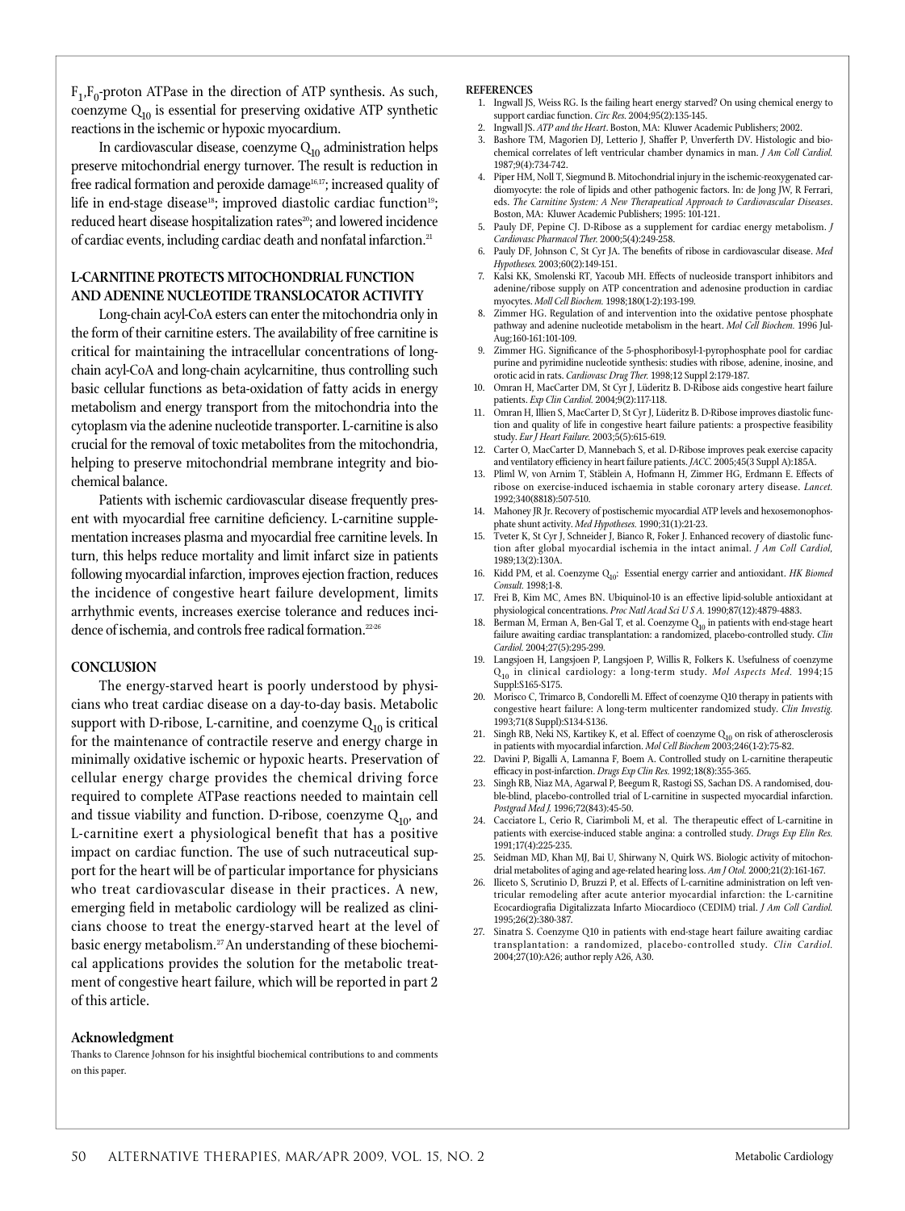$F_1,F_0$-proton ATPase in the direction of ATP synthesis. As such, coenzyme $Q_{10}$ is essential for preserving oxidative ATP synthetic reactions in the ischemic or hypoxic myocardium.

In cardiovascular disease, coenzyme $Q_{10}$ administration helps preserve mitochondrial energy turnover. The result is reduction in free radical formation and peroxide damage[16,17]; increased quality of life in end-stage disease[18]; improved diastolic cardiac function[19]; reduced heart disease hospitalization rates[20]; and lowered incidence of cardiac events, including cardiac death and nonfatal infarction.[21]

## L-CARNITINE PROTECTS MITOCHONDRIAL FUNCTION AND ADENINE NUCLEOTIDE TRANSLOCATOR ACTIVITY

Long-chain acyl-CoA esters can enter the mitochondria only in the form of their carnitine esters. The availability of free carnitine is critical for maintaining the intracellular concentrations of long-chain acyl-CoA and long-chain acylcarnitine, thus controlling such basic cellular functions as beta-oxidation of fatty acids in energy metabolism and energy transport from the mitochondria into the cytoplasm via the adenine nucleotide transporter. L-carnitine is also crucial for the removal of toxic metabolites from the mitochondria, helping to preserve mitochondrial membrane integrity and biochemical balance.

Patients with ischemic cardiovascular disease frequently present with myocardial free carnitine deficiency. L-carnitine supplementation increases plasma and myocardial free carnitine levels. In turn, this helps reduce mortality and limit infarct size in patients following myocardial infarction, improves ejection fraction, reduces the incidence of congestive heart failure development, limits arrhythmic events, increases exercise tolerance and reduces incidence of ischemia, and controls free radical formation.[22-26]

## CONCLUSION

The energy-starved heart is poorly understood by physicians who treat cardiac disease on a day-to-day basis. Metabolic support with D-ribose, L-carnitine, and coenzyme $Q_{10}$ is critical for the maintenance of contractile reserve and energy charge in minimally oxidative ischemic or hypoxic hearts. Preservation of cellular energy charge provides the chemical driving force required to complete ATPase reactions needed to maintain cell and tissue viability and function. D-ribose, coenzyme $Q_{10}$, and L-carnitine exert a physiological benefit that has a positive impact on cardiac function. The use of such nutraceutical support for the heart will be of particular importance for physicians who treat cardiovascular disease in their practices. A new, emerging field in metabolic cardiology will be realized as clinicians choose to treat the energy-starved heart at the level of basic energy metabolism.[27] An understanding of these biochemical applications provides the solution for the metabolic treatment of congestive heart failure, which will be reported in part 2 of this article.

### Acknowledgment

Thanks to Clarence Johnson for his insightful biochemical contributions to and comments on this paper.

## REFERENCES

1. Ingwall JS, Weiss RG. Is the failing heart energy starved? On using chemical energy to support cardiac function. *Circ Res.* 2004;95(2):135-145.
2. Ingwall JS. *ATP and the Heart*. Boston, MA: Kluwer Academic Publishers; 2002.
3. Bashore TM, Magorien DJ, Letterio J, Shaffer P, Unverferth DV. Histologic and biochemical correlates of left ventricular chamber dynamics in man. *J Am Coll Cardiol.* 1987;9(4):734-742.
4. Piper HM, Noll T, Siegmund B. Mitochondrial injury in the ischemic-reoxygenated cardiomyocyte: the role of lipids and other pathogenic factors. In: de Jong JW, R Ferrari, eds. *The Carnitine System: A New Therapeutical Approach to Cardiovascular Diseases*. Boston, MA: Kluwer Academic Publishers; 1995: 101-121.
5. Pauly DF, Pepine CJ. D-Ribose as a supplement for cardiac energy metabolism. *J Cardiovasc Pharmacol Ther.* 2000;5(4):249-258.
6. Pauly DF, Johnson C, St Cyr JA. The benefits of ribose in cardiovascular disease. *Med Hypotheses.* 2003;60(2):149-151.
7. Kalsi KK, Smolenski RT, Yacoub MH. Effects of nucleoside transport inhibitors and adenine/ribose supply on ATP concentration and adenosine production in cardiac myocytes. *Moll Cell Biochem.* 1998;180(1-2):193-199.
8. Zimmer HG. Regulation of and intervention into the oxidative pentose phosphate pathway and adenine nucleotide metabolism in the heart. *Mol Cell Biochem.* 1996 Jul-Aug;160-161:101-109.
9. Zimmer HG. Significance of the 5-phosphoribosyl-1-pyrophosphate pool for cardiac purine and pyrimidine nucleotide synthesis: studies with ribose, adenine, inosine, and orotic acid in rats. *Cardiovasc Drug Ther.* 1998;12 Suppl 2:179-187.
10. Omran H, MacCarter DM, St Cyr J, Lüderitz B. D-Ribose aids congestive heart failure patients. *Exp Clin Cardiol.* 2004;9(2):117-118.
11. Omran H, Illien S, MacCarter D, St Cyr J, Lüderitz B. D-Ribose improves diastolic function and quality of life in congestive heart failure patients: a prospective feasibility study. *Eur J Heart Failure.* 2003;5(5):615-619.
12. Carter O, MacCarter D, Mannebach S, et al. D-Ribose improves peak exercise capacity and ventilatory efficiency in heart failure patients. *JACC.* 2005;45(3 Suppl A):185A.
13. Pliml W, von Arnim T, Stäblein A, Hofmann H, Zimmer HG, Erdmann E. Effects of ribose on exercise-induced ischaemia in stable coronary artery disease. *Lancet.* 1992;340(8818):507-510.
14. Mahoney JR Jr. Recovery of postischemic myocardial ATP levels and hexosemonophosphate shunt activity. *Med Hypotheses.* 1990;31(1):21-23.
15. Tveter K, St Cyr J, Schneider J, Bianco R, Foker J. Enhanced recovery of diastolic function after global myocardial ischemia in the intact animal. *J Am Coll Cardiol,* 1989;13(2):130A.
16. Kidd PM, et al. Coenzyme $Q_{10}$: Essential energy carrier and antioxidant. *HK Biomed Consult.* 1998;1-8.
17. Frei B, Kim MC, Ames BN. Ubiquinol-10 is an effective lipid-soluble antioxidant at physiological concentrations. *Proc Natl Acad Sci U S A.* 1990;87(12):4879-4883.
18. Berman M, Erman A, Ben-Gal T, et al. Coenzyme $Q_{10}$ in patients with end-stage heart failure awaiting cardiac transplantation: a randomized, placebo-controlled study. *Clin Cardiol.* 2004;27(5):295-299.
19. Langsjoen H, Langsjoen P, Langsjoen P, Willis R, Folkers K. Usefulness of coenzyme $Q_{10}$ in clinical cardiology: a long-term study. *Mol Aspects Med.* 1994;15 Suppl:S165-S175.
20. Morisco C, Trimarco B, Condorelli M. Effect of coenzyme Q10 therapy in patients with congestive heart failure: A long-term multicenter randomized study. *Clin Investig.* 1993;71(8 Suppl):S134-S136.
21. Singh RB, Neki NS, Kartikey K, et al. Effect of coenzyme $Q_{10}$ on risk of atherosclerosis in patients with myocardial infarction. *Mol Cell Biochem* 2003;246(1-2):75-82.
22. Davini P, Bigalli A, Lamanna F, Boem A. Controlled study on L-carnitine therapeutic efficacy in post-infarction. *Drugs Exp Clin Res.* 1992;18(8):355-365.
23. Singh RB, Niaz MA, Agarwal P, Beegum R, Rastogi SS, Sachan DS. A randomised, double-blind, placebo-controlled trial of L-carnitine in suspected myocardial infarction. *Postgrad Med J.* 1996;72(843):45-50.
24. Cacciatore L, Cerio R, Ciarimboli M, et al. The therapeutic effect of L-carnitine in patients with exercise-induced stable angina: a controlled study. *Drugs Exp Elin Res.* 1991;17(4):225-235.
25. Seidman MD, Khan MJ, Bai U, Shirwany N, Quirk WS. Biologic activity of mitochondrial metabolites of aging and age-related hearing loss. *Am J Otol.* 2000;21(2):161-167.
26. Iliceto S, Scrutinio D, Bruzzi P, et al. Effects of L-carnitine administration on left ventricular remodeling after acute anterior myocardial infarction: the L-carnitine Ecocardiografia Digitalizzata Infarto Miocardioco (CEDIM) trial. *J Am Coll Cardiol.* 1995;26(2):380-387.
27. Sinatra S. Coenzyme Q10 in patients with end-stage heart failure awaiting cardiac transplantation: a randomized, placebo-controlled study. *Clin Cardiol.* 2004;27(10):A26; author reply A26, A30.